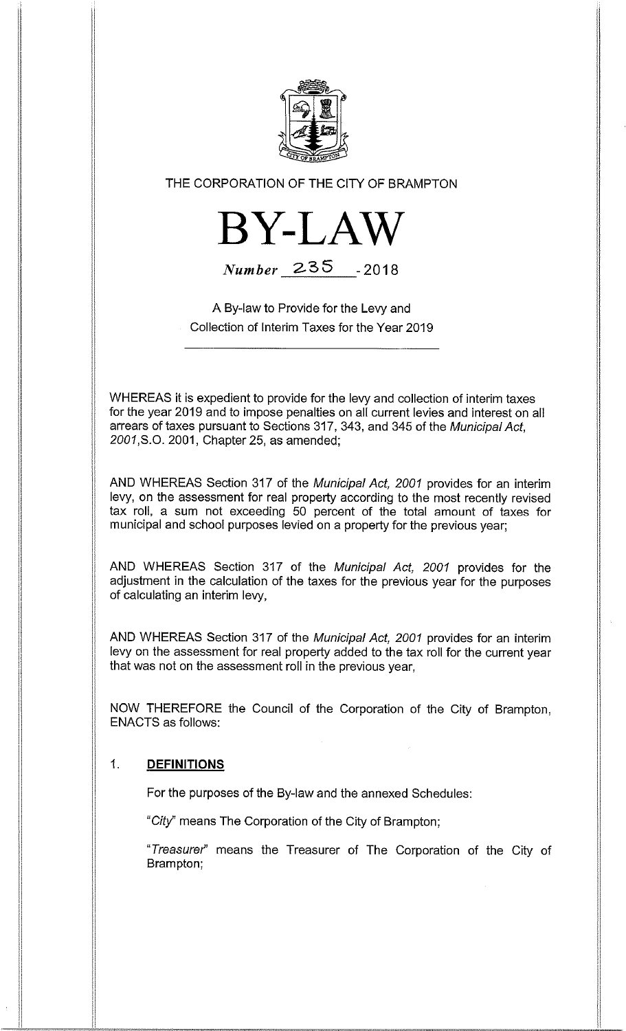THE CORPORATION OF THE CITY OF BRAMPTON

# BY-LAW

*Number* 235 - 2018

A By-law to Provide for the Levy and Collection of Interim Taxes for the Year 2019

---

WHEREAS it is expedient to provide for the levy and collection of interim taxes for the year 2019 and to impose penalties on all current levies and interest on all arrears of taxes pursuant to Sections 317, 343, and 345 of the *Municipal Act, 2001*,S.O. 2001, Chapter 25, as amended;

AND WHEREAS Section 317 of the *Municipal Act, 2001* provides for an interim levy, on the assessment for real property according to the most recently revised tax roll, a sum not exceeding 50 percent of the total amount of taxes for municipal and school purposes levied on a property for the previous year;

AND WHEREAS Section 317 of the *Municipal Act, 2001* provides for the adjustment in the calculation of the taxes for the previous year for the purposes of calculating an interim levy,

AND WHEREAS Section 317 of the *Municipal Act, 2001* provides for an interim levy on the assessment for real property added to the tax roll for the current year that was not on the assessment roll in the previous year,

NOW THEREFORE the Council of the Corporation of the City of Brampton, ENACTS as follows:

1. **DEFINITIONS**

   For the purposes of the By-law and the annexed Schedules:

   "*City*" means The Corporation of the City of Brampton;

   "*Treasurer*" means the Treasurer of The Corporation of the City of Brampton;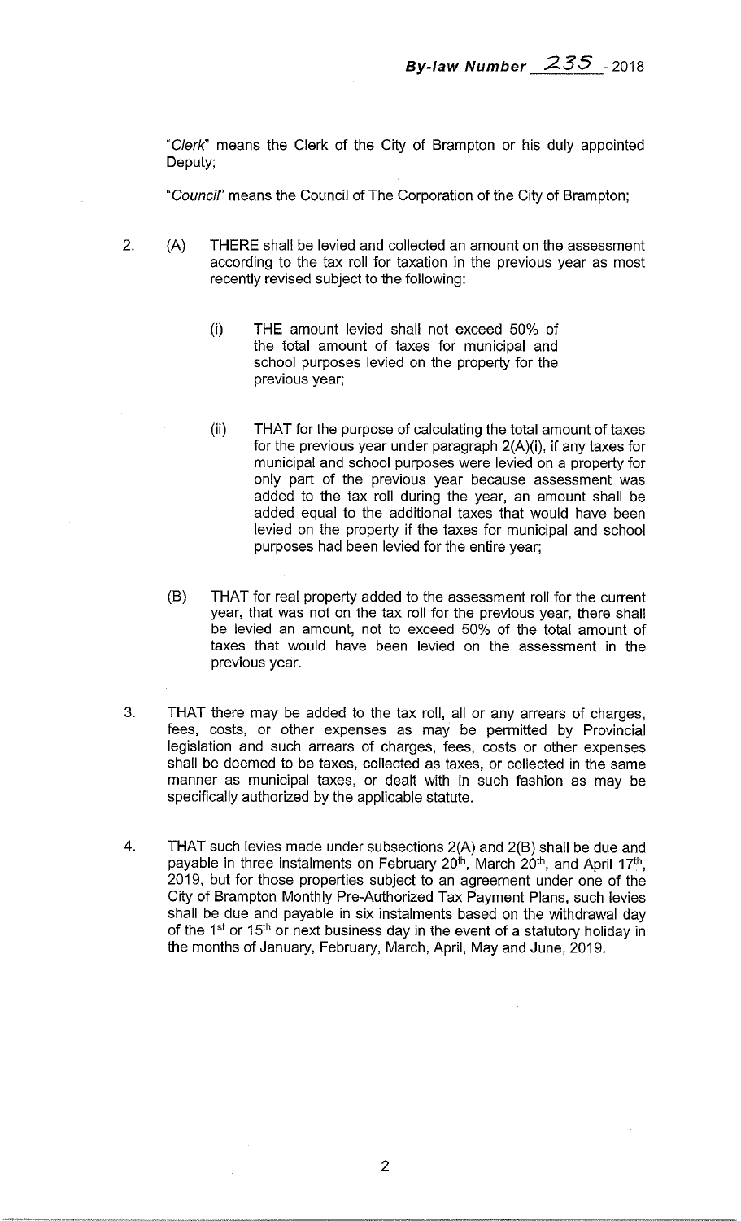"*Clerk*" means the Clerk of the City of Brampton or his duly appointed Deputy;

"*Council*" means the Council of The Corporation of the City of Brampton;

2. (A) THERE shall be levied and collected an amount on the assessment according to the tax roll for taxation in the previous year as most recently revised subject to the following:

   (i) THE amount levied shall not exceed 50% of the total amount of taxes for municipal and school purposes levied on the property for the previous year;

   (ii) THAT for the purpose of calculating the total amount of taxes for the previous year under paragraph 2(A)(i), if any taxes for municipal and school purposes were levied on a property for only part of the previous year because assessment was added to the tax roll during the year, an amount shall be added equal to the additional taxes that would have been levied on the property if the taxes for municipal and school purposes had been levied for the entire year;

   (B) THAT for real property added to the assessment roll for the current year, that was not on the tax roll for the previous year, there shall be levied an amount, not to exceed 50% of the total amount of taxes that would have been levied on the assessment in the previous year.

3. THAT there may be added to the tax roll, all or any arrears of charges, fees, costs, or other expenses as may be permitted by Provincial legislation and such arrears of charges, fees, costs or other expenses shall be deemed to be taxes, collected as taxes, or collected in the same manner as municipal taxes, or dealt with in such fashion as may be specifically authorized by the applicable statute.

4. THAT such levies made under subsections 2(A) and 2(B) shall be due and payable in three instalments on February 20th, March 20th, and April 17th, 2019, but for those properties subject to an agreement under one of the City of Brampton Monthly Pre-Authorized Tax Payment Plans, such levies shall be due and payable in six instalments based on the withdrawal day of the 1st or 15th or next business day in the event of a statutory holiday in the months of January, February, March, April, May and June, 2019.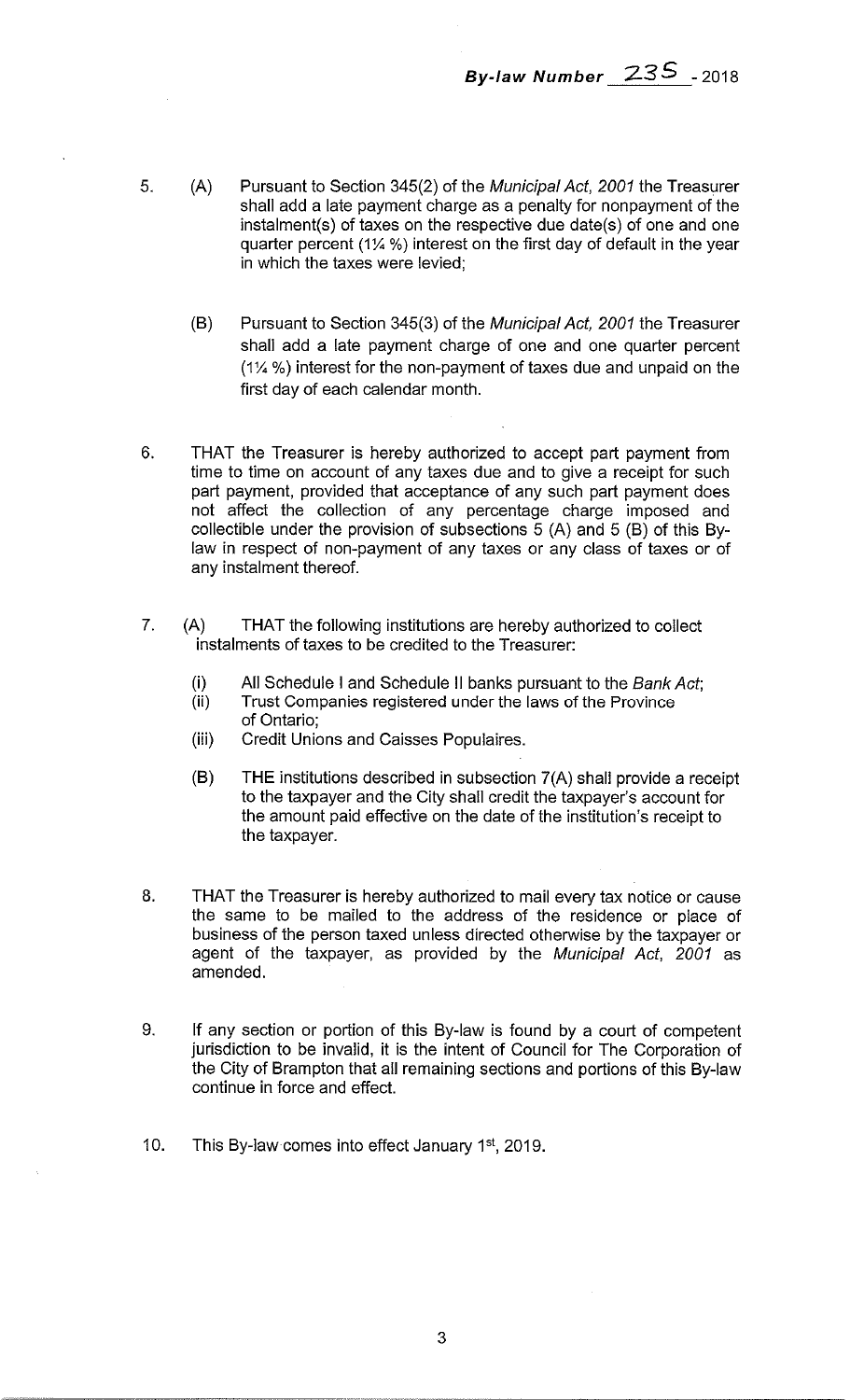5. (A) Pursuant to Section 345(2) of the *Municipal Act, 2001* the Treasurer shall add a late payment charge as a penalty for nonpayment of the instalment(s) of taxes on the respective due date(s) of one and one quarter percent (1¼ %) interest on the first day of default in the year in which the taxes were levied;

   (B) Pursuant to Section 345(3) of the *Municipal Act, 2001* the Treasurer shall add a late payment charge of one and one quarter percent (1¼ %) interest for the non-payment of taxes due and unpaid on the first day of each calendar month.

6. THAT the Treasurer is hereby authorized to accept part payment from time to time on account of any taxes due and to give a receipt for such part payment, provided that acceptance of any such part payment does not affect the collection of any percentage charge imposed and collectible under the provision of subsections 5 (A) and 5 (B) of this By-law in respect of non-payment of any taxes or any class of taxes or of any instalment thereof.

7. (A) THAT the following institutions are hereby authorized to collect instalments of taxes to be credited to the Treasurer:

   (i) All Schedule I and Schedule II banks pursuant to the *Bank Act*;
   (ii) Trust Companies registered under the laws of the Province of Ontario;
   (iii) Credit Unions and Caisses Populaires.

   (B) THE institutions described in subsection 7(A) shall provide a receipt to the taxpayer and the City shall credit the taxpayer's account for the amount paid effective on the date of the institution's receipt to the taxpayer.

8. THAT the Treasurer is hereby authorized to mail every tax notice or cause the same to be mailed to the address of the residence or place of business of the person taxed unless directed otherwise by the taxpayer or agent of the taxpayer, as provided by the *Municipal Act, 2001* as amended.

9. If any section or portion of this By-law is found by a court of competent jurisdiction to be invalid, it is the intent of Council for The Corporation of the City of Brampton that all remaining sections and portions of this By-law continue in force and effect.

10. This By-law comes into effect January 1st, 2019.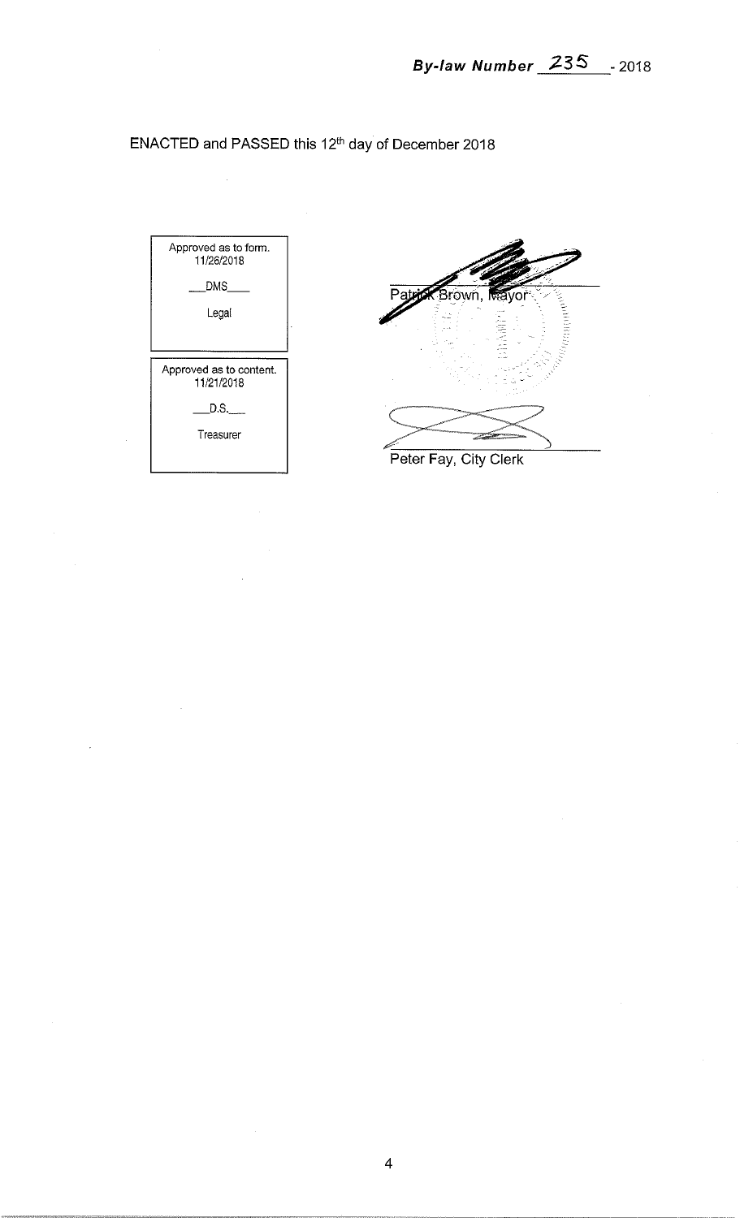***By-law Number*** 235 - 2018

ENACTED and PASSED this 12th day of December 2018

| |
|---|
| Approved as to form. 11/26/2018 |
| ___DMS___ |
| Legal |

| |
|---|
| Approved as to content. 11/21/2018 |
| ___D.S.___ |
| Treasurer |

Patrick Brown, Mayor

Peter Fay, City Clerk